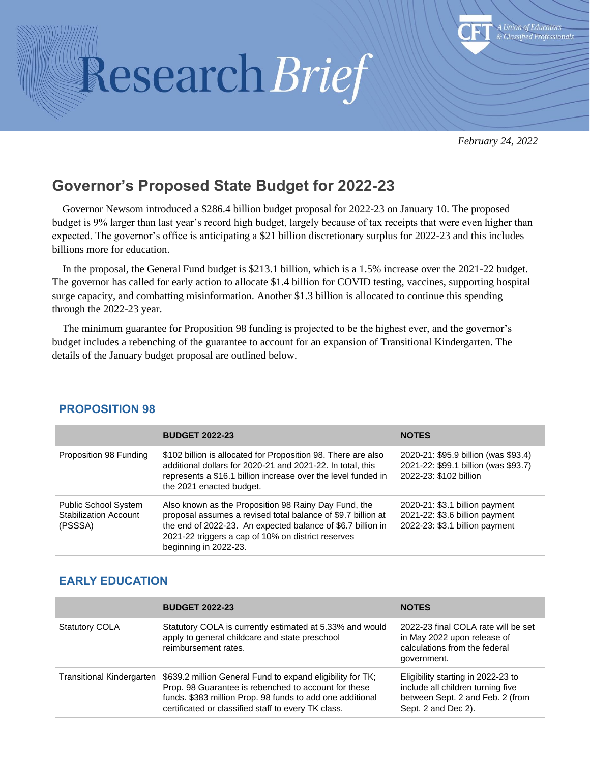# Research Brief

*February 24, 2022*

## Governor's Proposed State Budget for 2022-23

Governor Newsom introduced a $286.4 billion budget proposal for 2022-23 on January 10. The proposed budget is 9% larger than last year's record high budget, largely because of tax receipts that were even higher than expected. The governor's office is anticipating a $21 billion discretionary surplus for 2022-23 and this includes billions more for education.

In the proposal, the General Fund budget is $213.1 billion, which is a 1.5% increase over the 2021-22 budget. The governor has called for early action to allocate $1.4 billion for COVID testing, vaccines, supporting hospital surge capacity, and combatting misinformation. Another $1.3 billion is allocated to continue this spending through the 2022-23 year.

The minimum guarantee for Proposition 98 funding is projected to be the highest ever, and the governor's budget includes a rebenching of the guarantee to account for an expansion of Transitional Kindergarten. The details of the January budget proposal are outlined below.

### PROPOSITION 98

| | BUDGET 2022-23 | NOTES |
|---|---|---|
| Proposition 98 Funding | $102 billion is allocated for Proposition 98. There are also additional dollars for 2020-21 and 2021-22. In total, this represents a $16.1 billion increase over the level funded in the 2021 enacted budget. | 2020-21: $95.9 billion (was $93.4)<br>2021-22: $99.1 billion (was $93.7)<br>2022-23: $102 billion |
| Public School System Stabilization Account (PSSSA) | Also known as the Proposition 98 Rainy Day Fund, the proposal assumes a revised total balance of $9.7 billion at the end of 2022-23. An expected balance of $6.7 billion in 2021-22 triggers a cap of 10% on district reserves beginning in 2022-23. | 2020-21: $3.1 billion payment<br>2021-22: $3.6 billion payment<br>2022-23: $3.1 billion payment |

### EARLY EDUCATION

| | BUDGET 2022-23 | NOTES |
|---|---|---|
| Statutory COLA | Statutory COLA is currently estimated at 5.33% and would apply to general childcare and state preschool reimbursement rates. | 2022-23 final COLA rate will be set in May 2022 upon release of calculations from the federal government. |
| Transitional Kindergarten | $639.2 million General Fund to expand eligibility for TK; Prop. 98 Guarantee is rebenched to account for these funds. $383 million Prop. 98 funds to add one additional certificated or classified staff to every TK class. | Eligibility starting in 2022-23 to include all children turning five between Sept. 2 and Feb. 2 (from Sept. 2 and Dec 2). |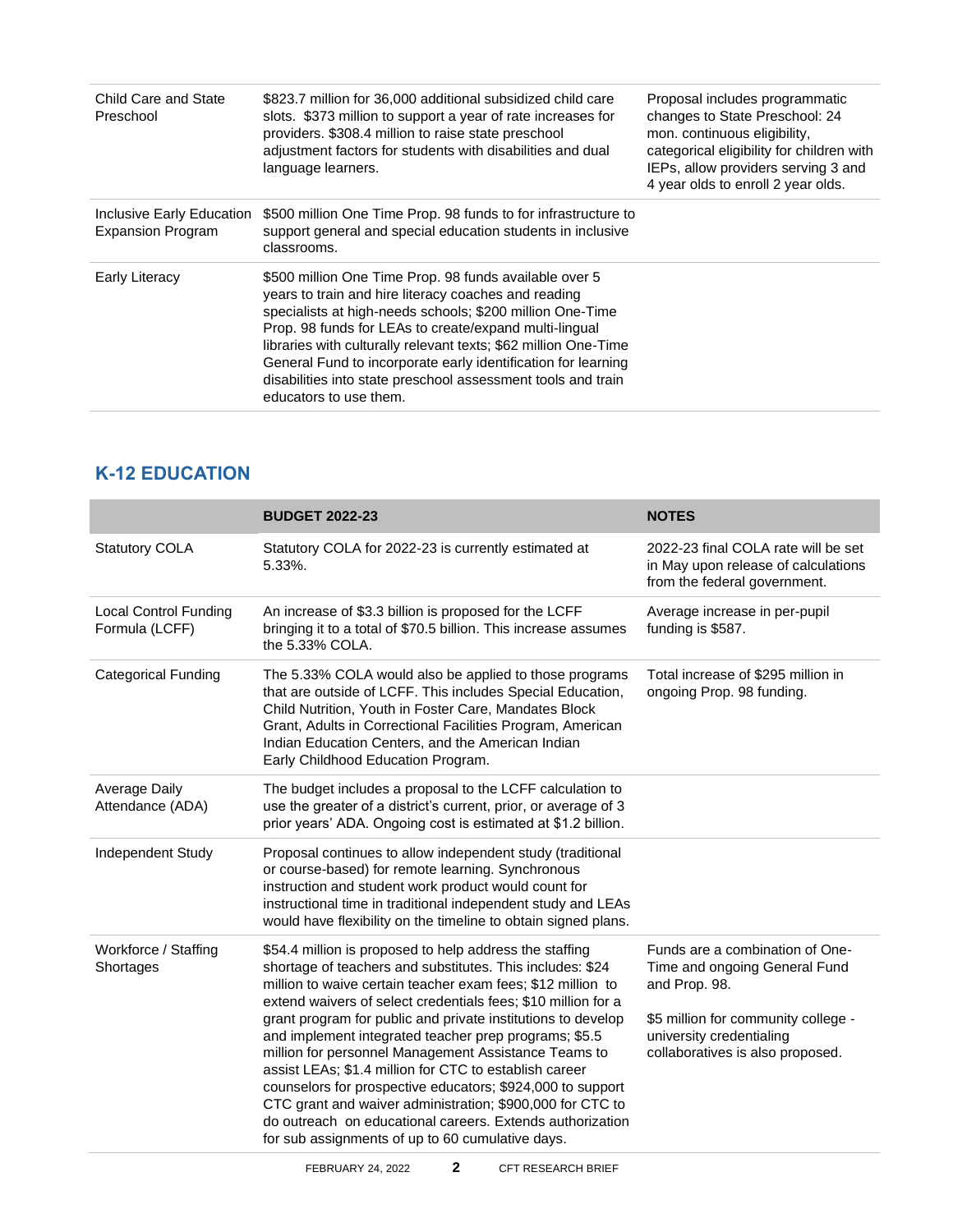| | | |
|---|---|---|
| Child Care and State Preschool | \$823.7 million for 36,000 additional subsidized child care slots. \$373 million to support a year of rate increases for providers. \$308.4 million to raise state preschool adjustment factors for students with disabilities and dual language learners. | Proposal includes programmatic changes to State Preschool: 24 mon. continuous eligibility, categorical eligibility for children with IEPs, allow providers serving 3 and 4 year olds to enroll 2 year olds. |
| Inclusive Early Education Expansion Program | \$500 million One Time Prop. 98 funds to for infrastructure to support general and special education students in inclusive classrooms. | |
| Early Literacy | \$500 million One Time Prop. 98 funds available over 5 years to train and hire literacy coaches and reading specialists at high-needs schools; \$200 million One-Time Prop. 98 funds for LEAs to create/expand multi-lingual libraries with culturally relevant texts; \$62 million One-Time General Fund to incorporate early identification for learning disabilities into state preschool assessment tools and train educators to use them. | |

## K-12 EDUCATION

| | BUDGET 2022-23 | NOTES |
|---|---|---|
| Statutory COLA | Statutory COLA for 2022-23 is currently estimated at 5.33%. | 2022-23 final COLA rate will be set in May upon release of calculations from the federal government. |
| Local Control Funding Formula (LCFF) | An increase of \$3.3 billion is proposed for the LCFF bringing it to a total of \$70.5 billion. This increase assumes the 5.33% COLA. | Average increase in per-pupil funding is \$587. |
| Categorical Funding | The 5.33% COLA would also be applied to those programs that are outside of LCFF. This includes Special Education, Child Nutrition, Youth in Foster Care, Mandates Block Grant, Adults in Correctional Facilities Program, American Indian Education Centers, and the American Indian Early Childhood Education Program. | Total increase of \$295 million in ongoing Prop. 98 funding. |
| Average Daily Attendance (ADA) | The budget includes a proposal to the LCFF calculation to use the greater of a district's current, prior, or average of 3 prior years' ADA. Ongoing cost is estimated at \$1.2 billion. | |
| Independent Study | Proposal continues to allow independent study (traditional or course-based) for remote learning. Synchronous instruction and student work product would count for instructional time in traditional independent study and LEAs would have flexibility on the timeline to obtain signed plans. | |
| Workforce / Staffing Shortages | \$54.4 million is proposed to help address the staffing shortage of teachers and substitutes. This includes: \$24 million to waive certain teacher exam fees; \$12 million to extend waivers of select credentials fees; \$10 million for a grant program for public and private institutions to develop and implement integrated teacher prep programs; \$5.5 million for personnel Management Assistance Teams to assist LEAs; \$1.4 million for CTC to establish career counselors for prospective educators; \$924,000 to support CTC grant and waiver administration; \$900,000 for CTC to do outreach on educational careers. Extends authorization for sub assignments of up to 60 cumulative days. | Funds are a combination of One-Time and ongoing General Fund and Prop. 98.<br><br>\$5 million for community college - university credentialing collaboratives is also proposed. |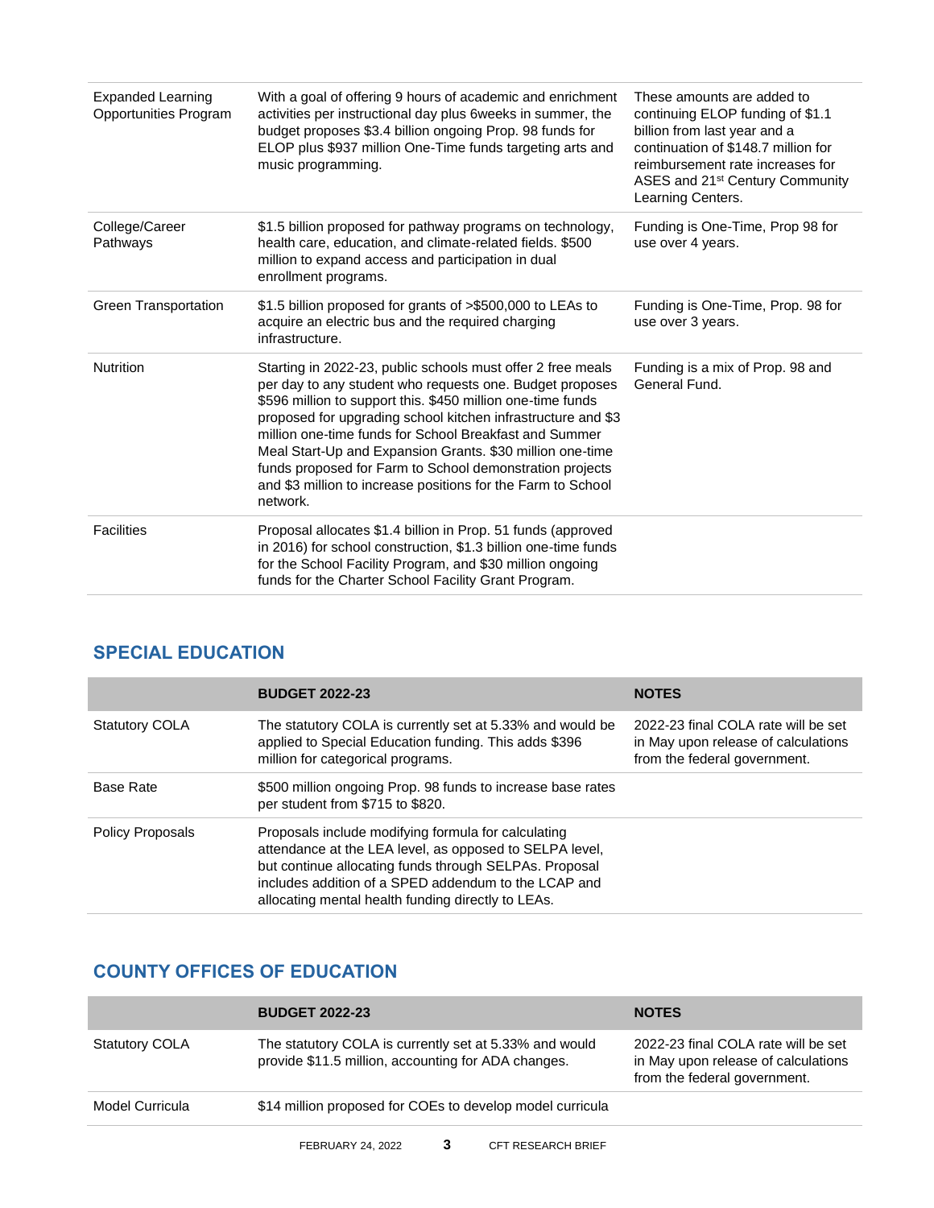| | | |
|---|---|---|
| Expanded Learning Opportunities Program | With a goal of offering 9 hours of academic and enrichment activities per instructional day plus 6weeks in summer, the budget proposes $3.4 billion ongoing Prop. 98 funds for ELOP plus $937 million One-Time funds targeting arts and music programming. | These amounts are added to continuing ELOP funding of $1.1 billion from last year and a continuation of $148.7 million for reimbursement rate increases for ASES and 21st Century Community Learning Centers. |
| College/Career Pathways | $1.5 billion proposed for pathway programs on technology, health care, education, and climate-related fields. $500 million to expand access and participation in dual enrollment programs. | Funding is One-Time, Prop 98 for use over 4 years. |
| Green Transportation | $1.5 billion proposed for grants of >$500,000 to LEAs to acquire an electric bus and the required charging infrastructure. | Funding is One-Time, Prop. 98 for use over 3 years. |
| Nutrition | Starting in 2022-23, public schools must offer 2 free meals per day to any student who requests one. Budget proposes $596 million to support this. $450 million one-time funds proposed for upgrading school kitchen infrastructure and $3 million one-time funds for School Breakfast and Summer Meal Start-Up and Expansion Grants. $30 million one-time funds proposed for Farm to School demonstration projects and $3 million to increase positions for the Farm to School network. | Funding is a mix of Prop. 98 and General Fund. |
| Facilities | Proposal allocates $1.4 billion in Prop. 51 funds (approved in 2016) for school construction, $1.3 billion one-time funds for the School Facility Program, and $30 million ongoing funds for the Charter School Facility Grant Program. | |

## SPECIAL EDUCATION

| | BUDGET 2022-23 | NOTES |
|---|---|---|
| Statutory COLA | The statutory COLA is currently set at 5.33% and would be applied to Special Education funding. This adds $396 million for categorical programs. | 2022-23 final COLA rate will be set in May upon release of calculations from the federal government. |
| Base Rate | $500 million ongoing Prop. 98 funds to increase base rates per student from $715 to $820. | |
| Policy Proposals | Proposals include modifying formula for calculating attendance at the LEA level, as opposed to SELPA level, but continue allocating funds through SELPAs. Proposal includes addition of a SPED addendum to the LCAP and allocating mental health funding directly to LEAs. | |

## COUNTY OFFICES OF EDUCATION

| | BUDGET 2022-23 | NOTES |
|---|---|---|
| Statutory COLA | The statutory COLA is currently set at 5.33% and would provide $11.5 million, accounting for ADA changes. | 2022-23 final COLA rate will be set in May upon release of calculations from the federal government. |
| Model Curricula | $14 million proposed for COEs to develop model curricula | |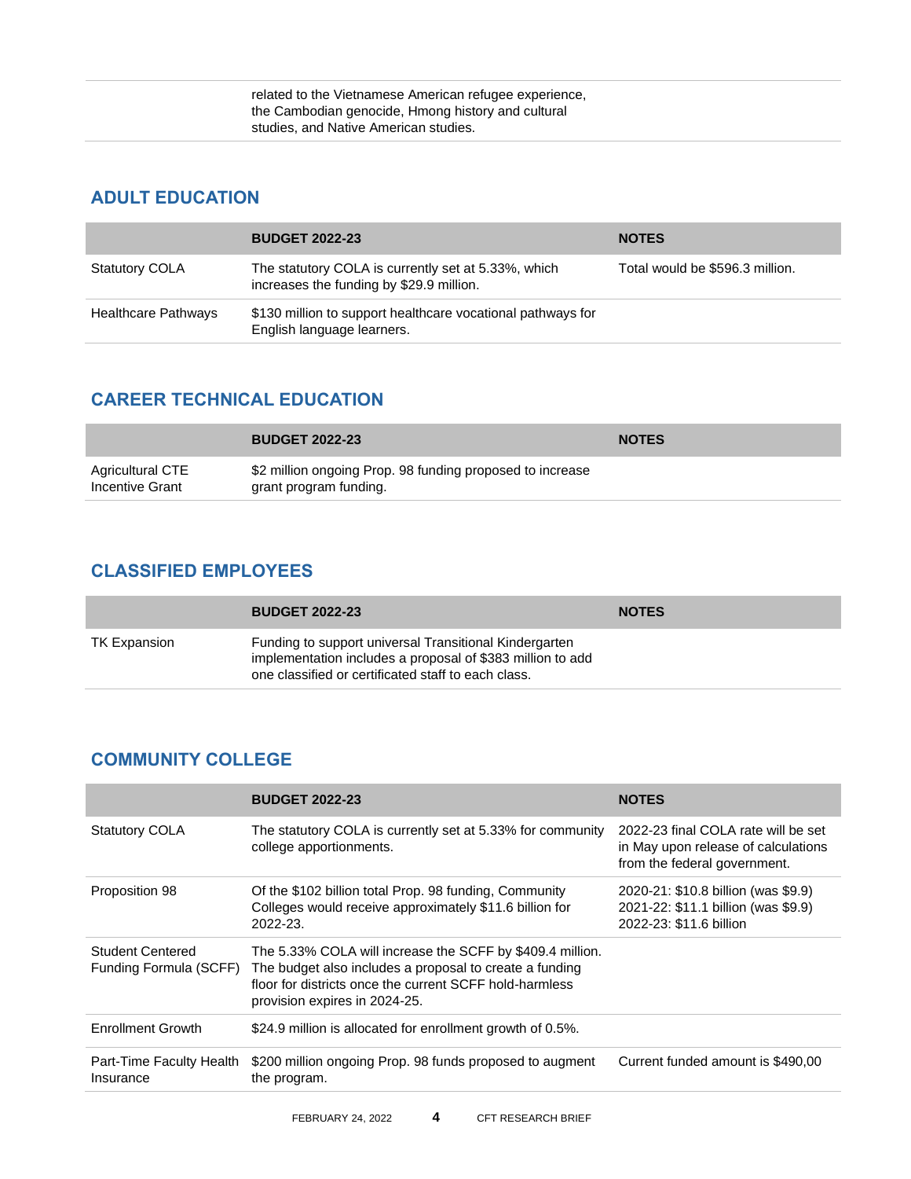| | | |
|---|---|---|
| | related to the Vietnamese American refugee experience, the Cambodian genocide, Hmong history and cultural studies, and Native American studies. | |

## ADULT EDUCATION

| | BUDGET 2022-23 | NOTES |
|---|---|---|
| Statutory COLA | The statutory COLA is currently set at 5.33%, which increases the funding by $29.9 million. | Total would be $596.3 million. |
| Healthcare Pathways | $130 million to support healthcare vocational pathways for English language learners. | |

## CAREER TECHNICAL EDUCATION

| | BUDGET 2022-23 | NOTES |
|---|---|---|
| Agricultural CTE Incentive Grant | $2 million ongoing Prop. 98 funding proposed to increase grant program funding. | |

## CLASSIFIED EMPLOYEES

| | BUDGET 2022-23 | NOTES |
|---|---|---|
| TK Expansion | Funding to support universal Transitional Kindergarten implementation includes a proposal of $383 million to add one classified or certificated staff to each class. | |

## COMMUNITY COLLEGE

| | BUDGET 2022-23 | NOTES |
|---|---|---|
| Statutory COLA | The statutory COLA is currently set at 5.33% for community college apportionments. | 2022-23 final COLA rate will be set in May upon release of calculations from the federal government. |
| Proposition 98 | Of the $102 billion total Prop. 98 funding, Community Colleges would receive approximately $11.6 billion for 2022-23. | 2020-21: $10.8 billion (was $9.9)<br>2021-22: $11.1 billion (was $9.9)<br>2022-23: $11.6 billion |
| Student Centered Funding Formula (SCFF) | The 5.33% COLA will increase the SCFF by $409.4 million. The budget also includes a proposal to create a funding floor for districts once the current SCFF hold-harmless provision expires in 2024-25. | |
| Enrollment Growth | $24.9 million is allocated for enrollment growth of 0.5%. | |
| Part-Time Faculty Health Insurance | $200 million ongoing Prop. 98 funds proposed to augment the program. | Current funded amount is $490,00 |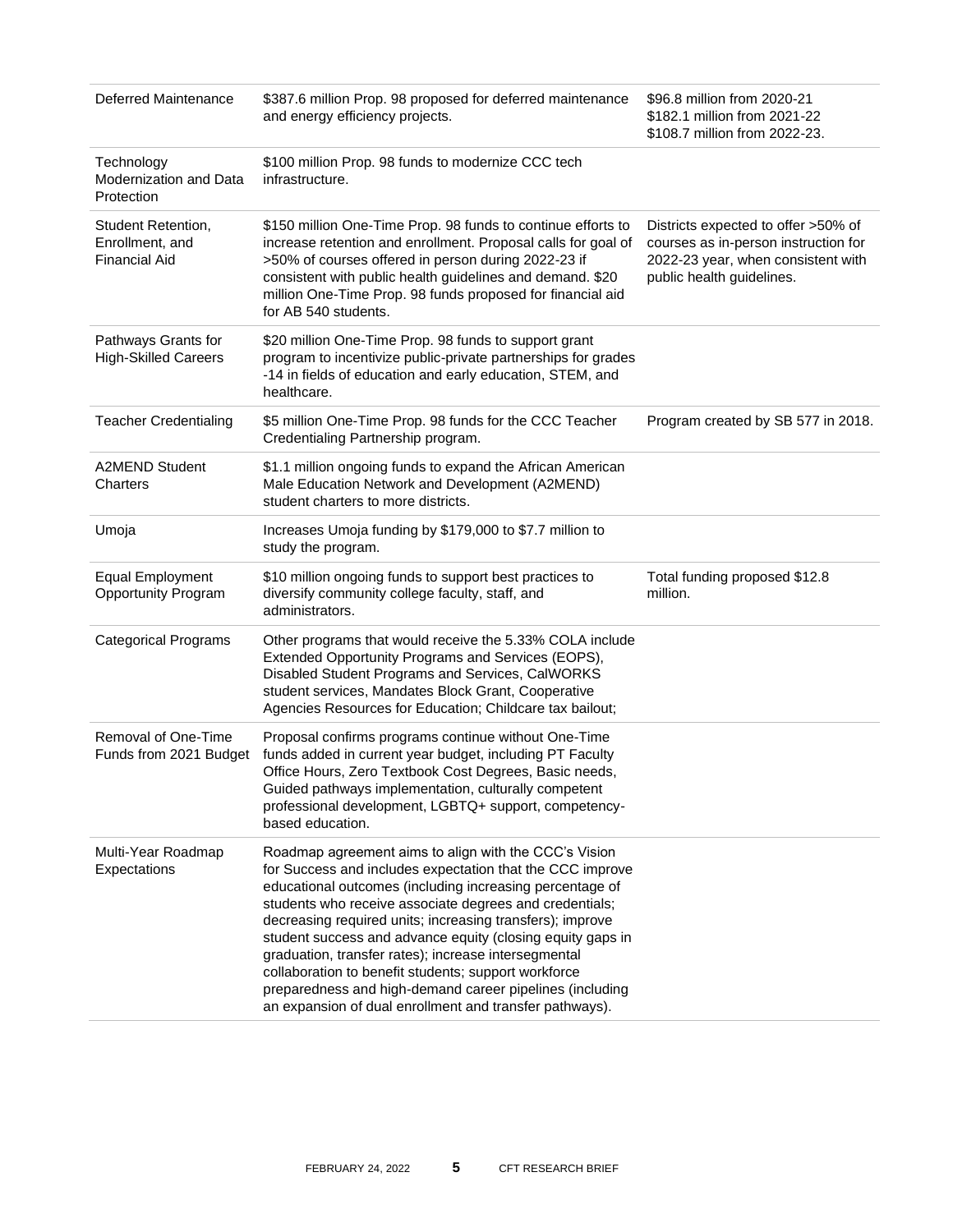| | | |
|---|---|---|
| Deferred Maintenance | $387.6 million Prop. 98 proposed for deferred maintenance and energy efficiency projects. | $96.8 million from 2020-21<br>$182.1 million from 2021-22<br>$108.7 million from 2022-23. |
| Technology Modernization and Data Protection | $100 million Prop. 98 funds to modernize CCC tech infrastructure. | |
| Student Retention, Enrollment, and Financial Aid | $150 million One-Time Prop. 98 funds to continue efforts to increase retention and enrollment. Proposal calls for goal of >50% of courses offered in person during 2022-23 if consistent with public health guidelines and demand. $20 million One-Time Prop. 98 funds proposed for financial aid for AB 540 students. | Districts expected to offer >50% of courses as in-person instruction for 2022-23 year, when consistent with public health guidelines. |
| Pathways Grants for High-Skilled Careers | $20 million One-Time Prop. 98 funds to support grant program to incentivize public-private partnerships for grades -14 in fields of education and early education, STEM, and healthcare. | |
| Teacher Credentialing | $5 million One-Time Prop. 98 funds for the CCC Teacher Credentialing Partnership program. | Program created by SB 577 in 2018. |
| A2MEND Student Charters | $1.1 million ongoing funds to expand the African American Male Education Network and Development (A2MEND) student charters to more districts. | |
| Umoja | Increases Umoja funding by $179,000 to $7.7 million to study the program. | |
| Equal Employment Opportunity Program | $10 million ongoing funds to support best practices to diversify community college faculty, staff, and administrators. | Total funding proposed $12.8 million. |
| Categorical Programs | Other programs that would receive the 5.33% COLA include Extended Opportunity Programs and Services (EOPS), Disabled Student Programs and Services, CalWORKS student services, Mandates Block Grant, Cooperative Agencies Resources for Education; Childcare tax bailout; | |
| Removal of One-Time Funds from 2021 Budget | Proposal confirms programs continue without One-Time funds added in current year budget, including PT Faculty Office Hours, Zero Textbook Cost Degrees, Basic needs, Guided pathways implementation, culturally competent professional development, LGBTQ+ support, competency-based education. | |
| Multi-Year Roadmap Expectations | Roadmap agreement aims to align with the CCC's Vision for Success and includes expectation that the CCC improve educational outcomes (including increasing percentage of students who receive associate degrees and credentials; decreasing required units; increasing transfers); improve student success and advance equity (closing equity gaps in graduation, transfer rates); increase intersegmental collaboration to benefit students; support workforce preparedness and high-demand career pipelines (including an expansion of dual enrollment and transfer pathways). | |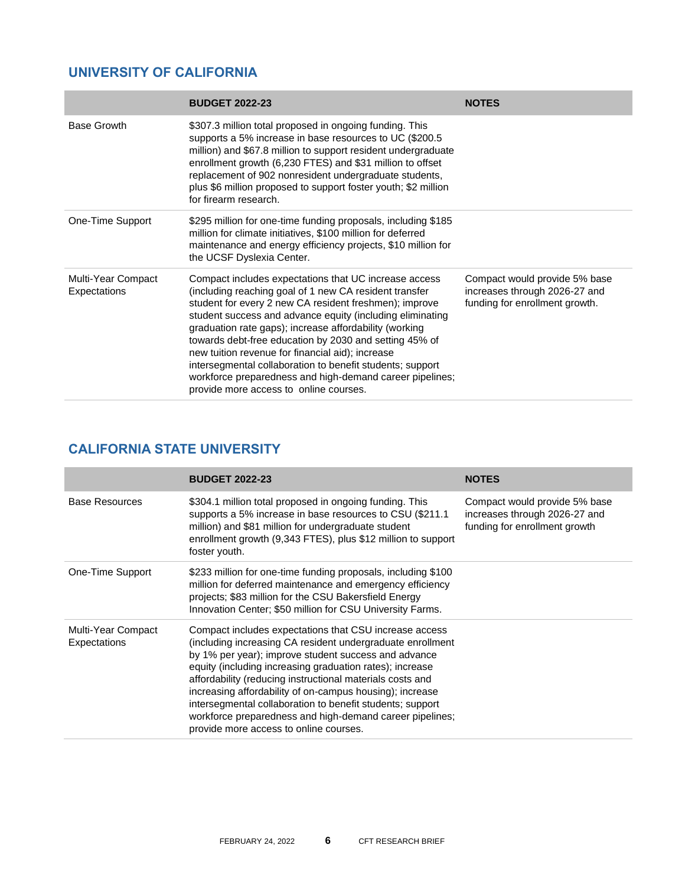## UNIVERSITY OF CALIFORNIA

| | BUDGET 2022-23 | NOTES |
|---|---|---|
| Base Growth | $307.3 million total proposed in ongoing funding. This supports a 5% increase in base resources to UC ($200.5 million) and $67.8 million to support resident undergraduate enrollment growth (6,230 FTES) and $31 million to offset replacement of 902 nonresident undergraduate students, plus $6 million proposed to support foster youth; $2 million for firearm research. | |
| One-Time Support | $295 million for one-time funding proposals, including $185 million for climate initiatives, $100 million for deferred maintenance and energy efficiency projects, $10 million for the UCSF Dyslexia Center. | |
| Multi-Year Compact Expectations | Compact includes expectations that UC increase access (including reaching goal of 1 new CA resident transfer student for every 2 new CA resident freshmen); improve student success and advance equity (including eliminating graduation rate gaps); increase affordability (working towards debt-free education by 2030 and setting 45% of new tuition revenue for financial aid); increase intersegmental collaboration to benefit students; support workforce preparedness and high-demand career pipelines; provide more access to online courses. | Compact would provide 5% base increases through 2026-27 and funding for enrollment growth. |

## CALIFORNIA STATE UNIVERSITY

| | BUDGET 2022-23 | NOTES |
|---|---|---|
| Base Resources | $304.1 million total proposed in ongoing funding. This supports a 5% increase in base resources to CSU ($211.1 million) and $81 million for undergraduate student enrollment growth (9,343 FTES), plus $12 million to support foster youth. | Compact would provide 5% base increases through 2026-27 and funding for enrollment growth |
| One-Time Support | $233 million for one-time funding proposals, including $100 million for deferred maintenance and emergency efficiency projects; $83 million for the CSU Bakersfield Energy Innovation Center; $50 million for CSU University Farms. | |
| Multi-Year Compact Expectations | Compact includes expectations that CSU increase access (including increasing CA resident undergraduate enrollment by 1% per year); improve student success and advance equity (including increasing graduation rates); increase affordability (reducing instructional materials costs and increasing affordability of on-campus housing); increase intersegmental collaboration to benefit students; support workforce preparedness and high-demand career pipelines; provide more access to online courses. | |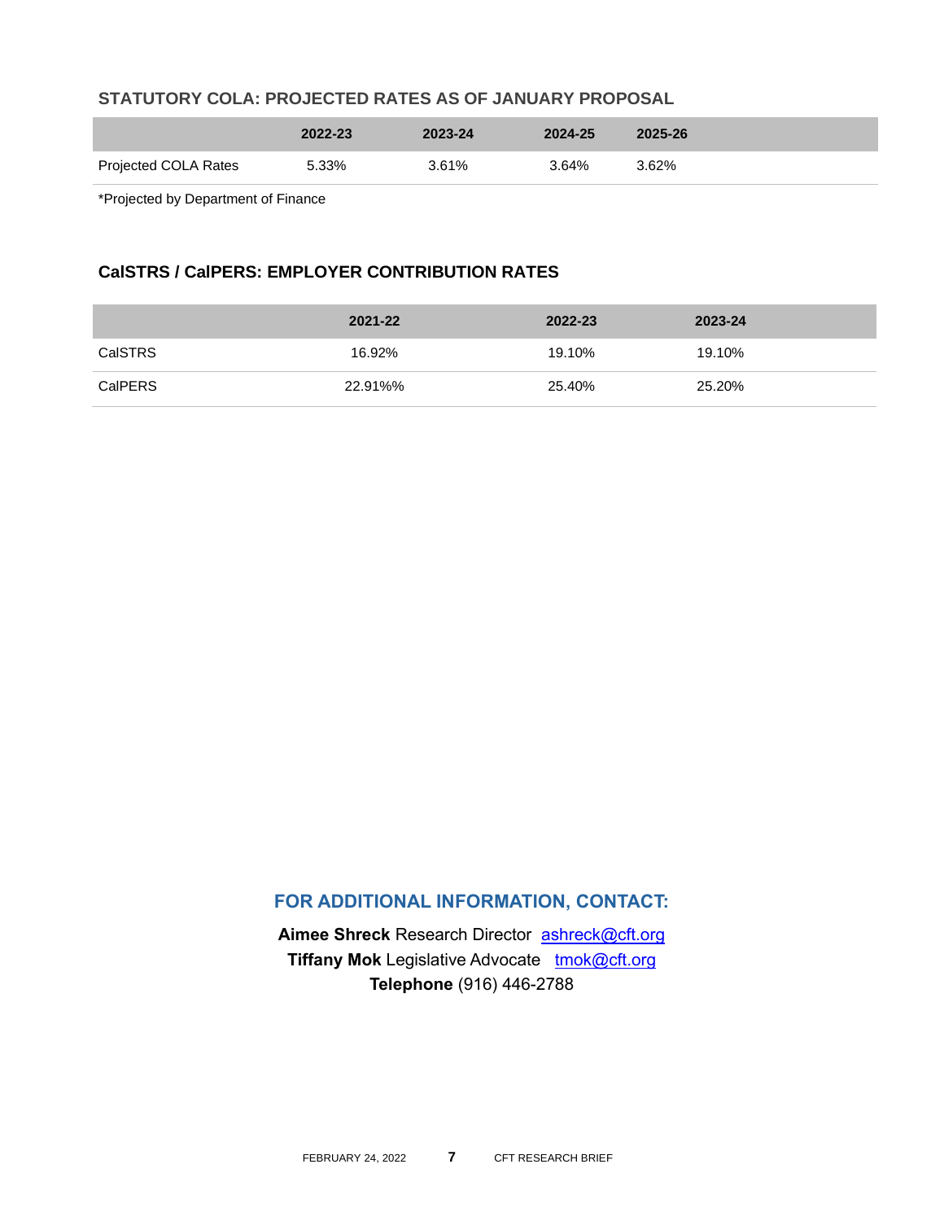### STATUTORY COLA: PROJECTED RATES AS OF JANUARY PROPOSAL

| | 2022-23 | 2023-24 | 2024-25 | 2025-26 |
|---|---|---|---|---|
| Projected COLA Rates | 5.33% | 3.61% | 3.64% | 3.62% |

*Projected by Department of Finance

### CalSTRS / CalPERS: EMPLOYER CONTRIBUTION RATES

| | 2021-22 | 2022-23 | 2023-24 |
|---|---|---|---|
| CalSTRS | 16.92% | 19.10% | 19.10% |
| CalPERS | 22.91%% | 25.40% | 25.20% |

## FOR ADDITIONAL INFORMATION, CONTACT:

**Aimee Shreck** Research Director ashreck@cft.org
**Tiffany Mok** Legislative Advocate tmok@cft.org
**Telephone** (916) 446-2788